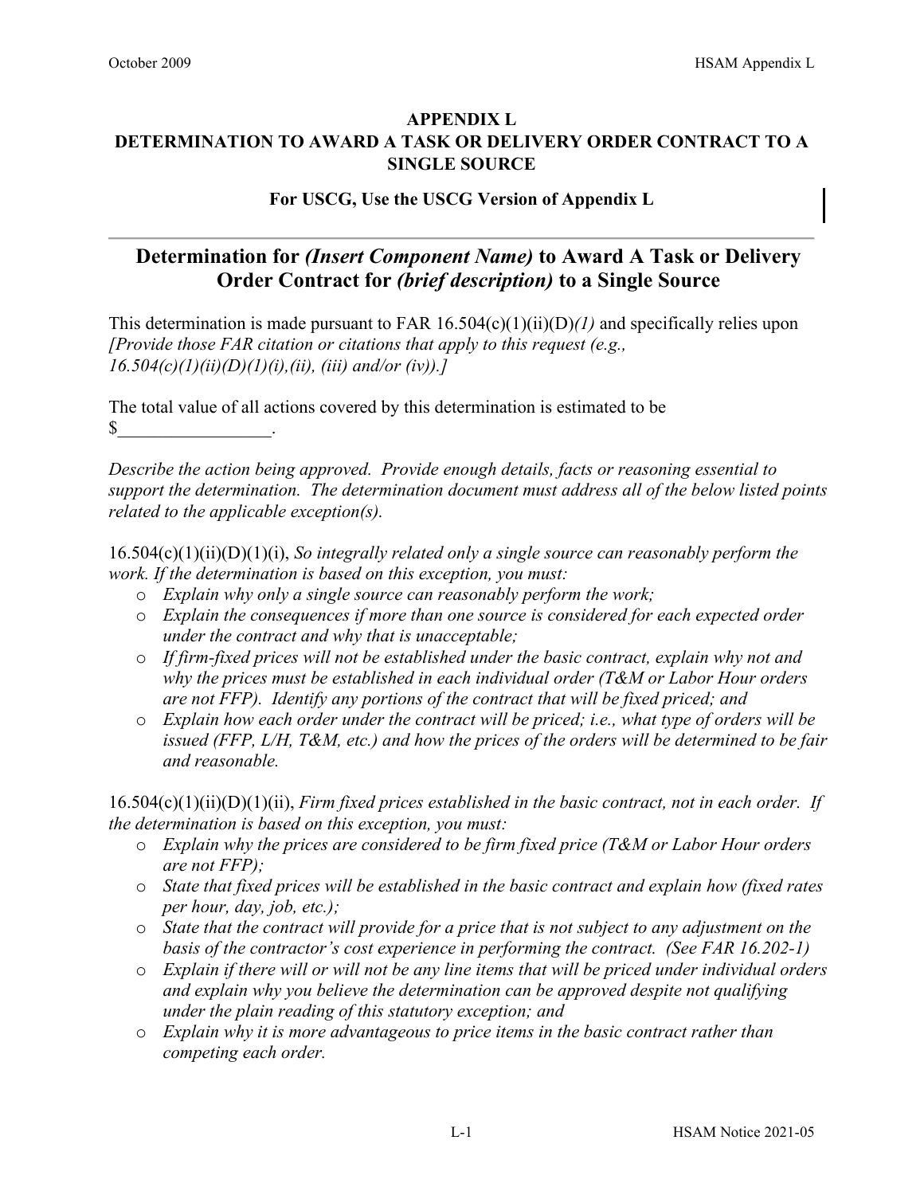# APPENDIX L
# DETERMINATION TO AWARD A TASK OR DELIVERY ORDER CONTRACT TO A SINGLE SOURCE

**For USCG, Use the USCG Version of Appendix L**

---

## Determination for *(Insert Component Name)* to Award A Task or Delivery Order Contract for *(brief description)* to a Single Source

This determination is made pursuant to FAR 16.504(c)(1)(ii)(D)*(1)* and specifically relies upon *[Provide those FAR citation or citations that apply to this request (e.g., 16.504(c)(1)(ii)(D)(1)(i),(ii), (iii) and/or (iv)).]*

The total value of all actions covered by this determination is estimated to be $_________________.

*Describe the action being approved. Provide enough details, facts or reasoning essential to support the determination. The determination document must address all of the below listed points related to the applicable exception(s).*

16.504(c)(1)(ii)(D)(1)(i), *So integrally related only a single source can reasonably perform the work. If the determination is based on this exception, you must:*

- *Explain why only a single source can reasonably perform the work;*
- *Explain the consequences if more than one source is considered for each expected order under the contract and why that is unacceptable;*
- *If firm-fixed prices will not be established under the basic contract, explain why not and why the prices must be established in each individual order (T&M or Labor Hour orders are not FFP). Identify any portions of the contract that will be fixed priced; and*
- *Explain how each order under the contract will be priced; i.e., what type of orders will be issued (FFP, L/H, T&M, etc.) and how the prices of the orders will be determined to be fair and reasonable.*

16.504(c)(1)(ii)(D)(1)(ii), *Firm fixed prices established in the basic contract, not in each order. If the determination is based on this exception, you must:*

- *Explain why the prices are considered to be firm fixed price (T&M or Labor Hour orders are not FFP);*
- *State that fixed prices will be established in the basic contract and explain how (fixed rates per hour, day, job, etc.);*
- *State that the contract will provide for a price that is not subject to any adjustment on the basis of the contractor's cost experience in performing the contract. (See FAR 16.202-1)*
- *Explain if there will or will not be any line items that will be priced under individual orders and explain why you believe the determination can be approved despite not qualifying under the plain reading of this statutory exception; and*
- *Explain why it is more advantageous to price items in the basic contract rather than competing each order.*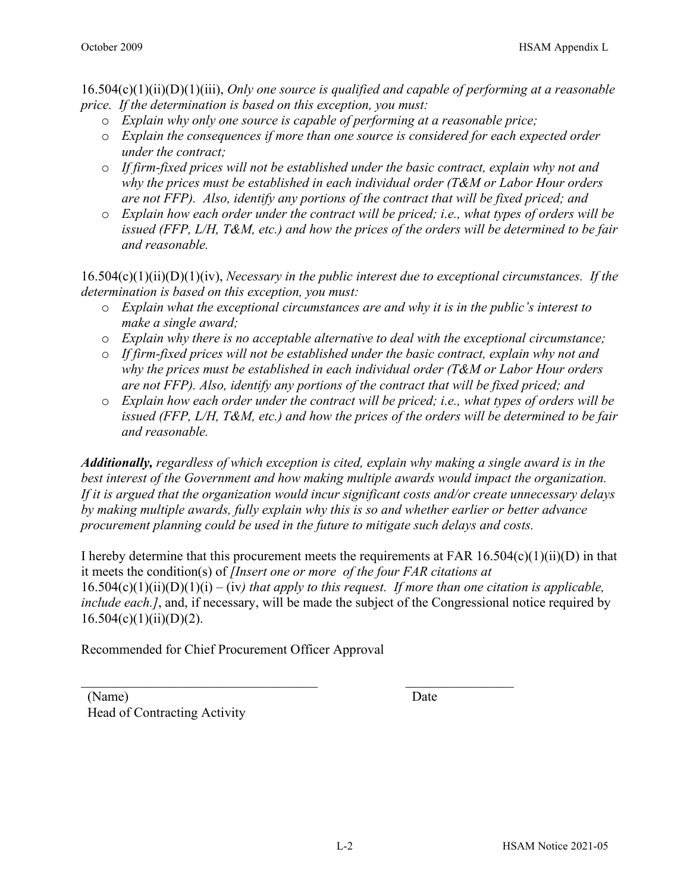16.504(c)(1)(ii)(D)(1)(iii), *Only one source is qualified and capable of performing at a reasonable price. If the determination is based on this exception, you must:*

- *Explain why only one source is capable of performing at a reasonable price;*
- *Explain the consequences if more than one source is considered for each expected order under the contract;*
- *If firm-fixed prices will not be established under the basic contract, explain why not and why the prices must be established in each individual order (T&M or Labor Hour orders are not FFP). Also, identify any portions of the contract that will be fixed priced; and*
- *Explain how each order under the contract will be priced; i.e., what types of orders will be issued (FFP, L/H, T&M, etc.) and how the prices of the orders will be determined to be fair and reasonable.*

16.504(c)(1)(ii)(D)(1)(iv), *Necessary in the public interest due to exceptional circumstances. If the determination is based on this exception, you must:*

- *Explain what the exceptional circumstances are and why it is in the public's interest to make a single award;*
- *Explain why there is no acceptable alternative to deal with the exceptional circumstance;*
- *If firm-fixed prices will not be established under the basic contract, explain why not and why the prices must be established in each individual order (T&M or Labor Hour orders are not FFP). Also, identify any portions of the contract that will be fixed priced; and*
- *Explain how each order under the contract will be priced; i.e., what types of orders will be issued (FFP, L/H, T&M, etc.) and how the prices of the orders will be determined to be fair and reasonable.*

***Additionally,*** *regardless of which exception is cited, explain why making a single award is in the best interest of the Government and how making multiple awards would impact the organization. If it is argued that the organization would incur significant costs and/or create unnecessary delays by making multiple awards, fully explain why this is so and whether earlier or better advance procurement planning could be used in the future to mitigate such delays and costs.*

I hereby determine that this procurement meets the requirements at FAR 16.504(c)(1)(ii)(D) in that it meets the condition(s) of *[Insert one or more of the four FAR citations at* 16.504(c)(1)(ii)(D)(1)(i) – (iv*) that apply to this request. If more than one citation is applicable, include each.]*, and, if necessary, will be made the subject of the Congressional notice required by 16.504(c)(1)(ii)(D)(2).

Recommended for Chief Procurement Officer Approval

\_\_\_\_\_\_\_\_\_\_\_\_\_\_\_\_\_\_\_\_\_\_\_\_\_\_\_\_\_\_\_\_\_\_\_ \_\_\_\_\_\_\_\_\_\_\_\_\_\_\_\_

(Name) Date

Head of Contracting Activity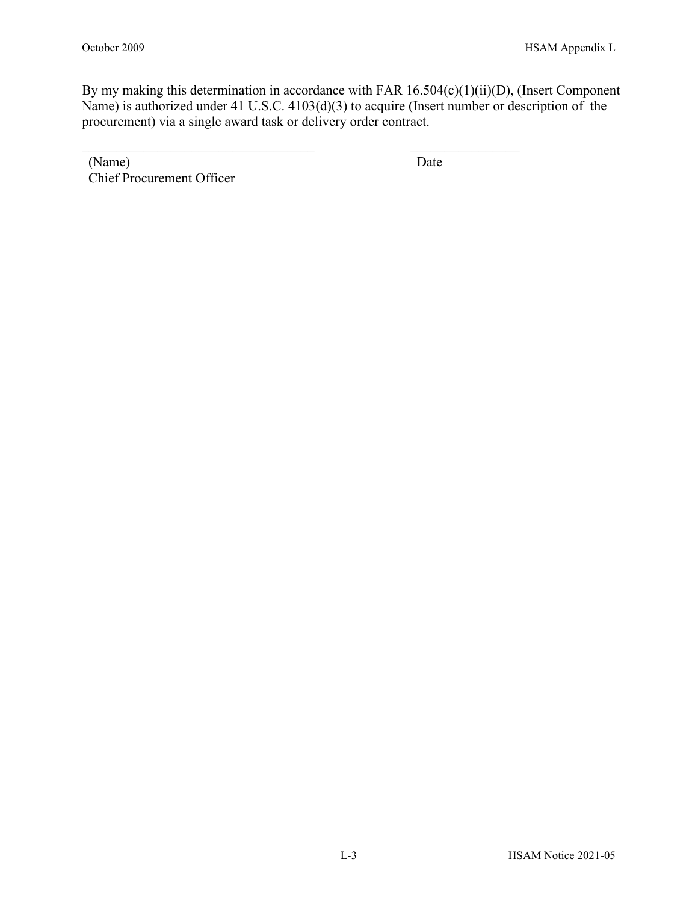By my making this determination in accordance with FAR 16.504(c)(1)(ii)(D), (Insert Component Name) is authorized under 41 U.S.C. 4103(d)(3) to acquire (Insert number or description of the procurement) via a single award task or delivery order contract.

\_\_\_\_\_\_\_\_\_\_\_\_\_\_\_\_\_\_\_\_\_\_\_\_\_\_\_\_\_\_\_\_\_\_\_ \_\_\_\_\_\_\_\_\_\_\_\_\_\_\_\_

(Name) Date

Chief Procurement Officer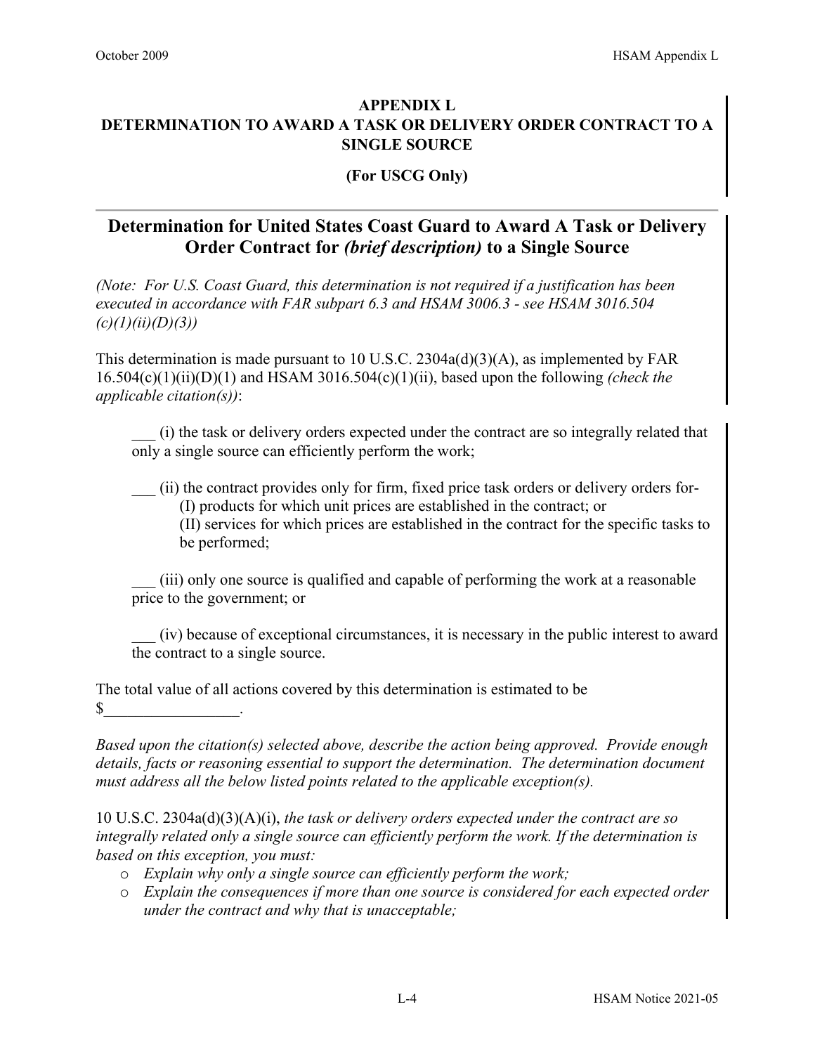**APPENDIX L**
**DETERMINATION TO AWARD A TASK OR DELIVERY ORDER CONTRACT TO A SINGLE SOURCE**

**(For USCG Only)**

---

## Determination for United States Coast Guard to Award A Task or Delivery Order Contract for *(brief description)* to a Single Source

*(Note: For U.S. Coast Guard, this determination is not required if a justification has been executed in accordance with FAR subpart 6.3 and HSAM 3006.3 - see HSAM 3016.504 (c)(1)(ii)(D)(3))*

This determination is made pursuant to 10 U.S.C. 2304a(d)(3)(A), as implemented by FAR 16.504(c)(1)(ii)(D)(1) and HSAM 3016.504(c)(1)(ii), based upon the following *(check the applicable citation(s))*:

\_\_\_ (i) the task or delivery orders expected under the contract are so integrally related that only a single source can efficiently perform the work;

\_\_\_ (ii) the contract provides only for firm, fixed price task orders or delivery orders for-
  (I) products for which unit prices are established in the contract; or
  (II) services for which prices are established in the contract for the specific tasks to be performed;

\_\_\_ (iii) only one source is qualified and capable of performing the work at a reasonable price to the government; or

\_\_\_ (iv) because of exceptional circumstances, it is necessary in the public interest to award the contract to a single source.

The total value of all actions covered by this determination is estimated to be $\_\_\_\_\_\_\_\_\_\_\_\_\_\_\_\_\_.

*Based upon the citation(s) selected above, describe the action being approved. Provide enough details, facts or reasoning essential to support the determination. The determination document must address all the below listed points related to the applicable exception(s).*

10 U.S.C. 2304a(d)(3)(A)(i), *the task or delivery orders expected under the contract are so integrally related only a single source can efficiently perform the work. If the determination is based on this exception, you must:*

- *Explain why only a single source can efficiently perform the work;*
- *Explain the consequences if more than one source is considered for each expected order under the contract and why that is unacceptable;*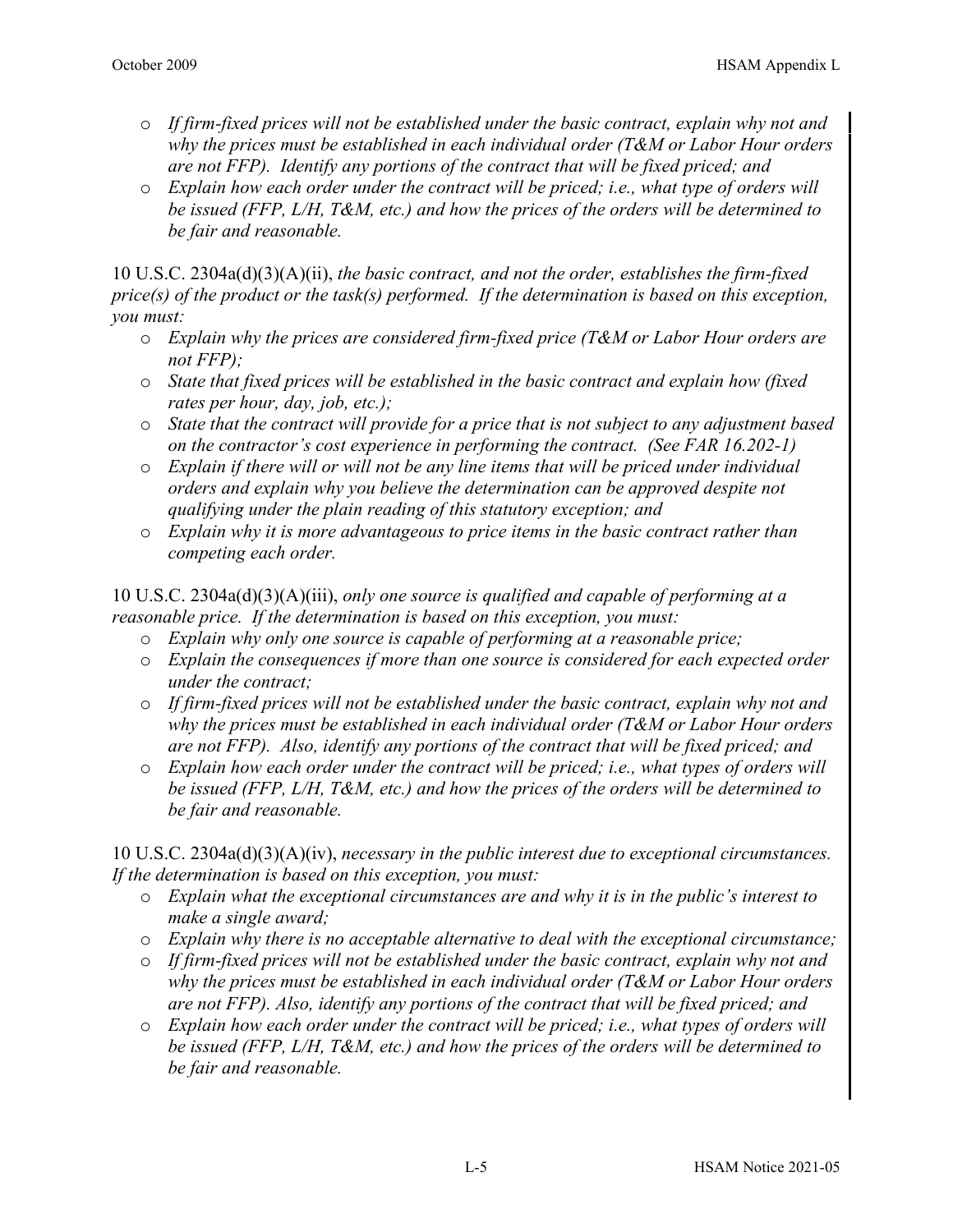- *If firm-fixed prices will not be established under the basic contract, explain why not and why the prices must be established in each individual order (T&M or Labor Hour orders are not FFP). Identify any portions of the contract that will be fixed priced; and*
- *Explain how each order under the contract will be priced; i.e., what type of orders will be issued (FFP, L/H, T&M, etc.) and how the prices of the orders will be determined to be fair and reasonable.*

10 U.S.C. 2304a(d)(3)(A)(ii), *the basic contract, and not the order, establishes the firm-fixed price(s) of the product or the task(s) performed. If the determination is based on this exception, you must:*

- *Explain why the prices are considered firm-fixed price (T&M or Labor Hour orders are not FFP);*
- *State that fixed prices will be established in the basic contract and explain how (fixed rates per hour, day, job, etc.);*
- *State that the contract will provide for a price that is not subject to any adjustment based on the contractor's cost experience in performing the contract. (See FAR 16.202-1)*
- *Explain if there will or will not be any line items that will be priced under individual orders and explain why you believe the determination can be approved despite not qualifying under the plain reading of this statutory exception; and*
- *Explain why it is more advantageous to price items in the basic contract rather than competing each order.*

10 U.S.C. 2304a(d)(3)(A)(iii), *only one source is qualified and capable of performing at a reasonable price. If the determination is based on this exception, you must:*

- *Explain why only one source is capable of performing at a reasonable price;*
- *Explain the consequences if more than one source is considered for each expected order under the contract;*
- *If firm-fixed prices will not be established under the basic contract, explain why not and why the prices must be established in each individual order (T&M or Labor Hour orders are not FFP). Also, identify any portions of the contract that will be fixed priced; and*
- *Explain how each order under the contract will be priced; i.e., what types of orders will be issued (FFP, L/H, T&M, etc.) and how the prices of the orders will be determined to be fair and reasonable.*

10 U.S.C. 2304a(d)(3)(A)(iv), *necessary in the public interest due to exceptional circumstances. If the determination is based on this exception, you must:*

- *Explain what the exceptional circumstances are and why it is in the public's interest to make a single award;*
- *Explain why there is no acceptable alternative to deal with the exceptional circumstance;*
- *If firm-fixed prices will not be established under the basic contract, explain why not and why the prices must be established in each individual order (T&M or Labor Hour orders are not FFP). Also, identify any portions of the contract that will be fixed priced; and*
- *Explain how each order under the contract will be priced; i.e., what types of orders will be issued (FFP, L/H, T&M, etc.) and how the prices of the orders will be determined to be fair and reasonable.*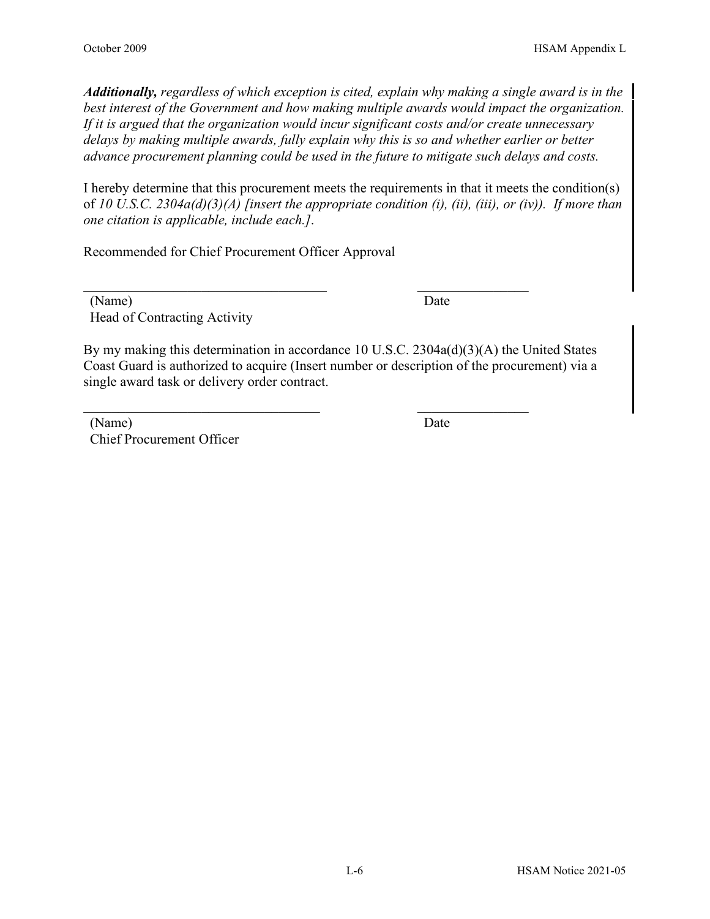***Additionally,*** *regardless of which exception is cited, explain why making a single award is in the best interest of the Government and how making multiple awards would impact the organization. If it is argued that the organization would incur significant costs and/or create unnecessary delays by making multiple awards, fully explain why this is so and whether earlier or better advance procurement planning could be used in the future to mitigate such delays and costs.*

I hereby determine that this procurement meets the requirements in that it meets the condition(s) of *10 U.S.C. 2304a(d)(3)(A) [insert the appropriate condition (i), (ii), (iii), or (iv)). If more than one citation is applicable, include each.]*.

Recommended for Chief Procurement Officer Approval

\_\_\_\_\_\_\_\_\_\_\_\_\_\_\_\_\_\_\_\_\_\_\_\_\_\_\_\_\_\_\_\_\_\_\_ \_\_\_\_\_\_\_\_\_\_\_\_\_\_\_\_

(Name) Date
Head of Contracting Activity

By my making this determination in accordance 10 U.S.C. 2304a(d)(3)(A) the United States Coast Guard is authorized to acquire (Insert number or description of the procurement) via a single award task or delivery order contract.

\_\_\_\_\_\_\_\_\_\_\_\_\_\_\_\_\_\_\_\_\_\_\_\_\_\_\_\_\_\_\_\_\_\_\_ \_\_\_\_\_\_\_\_\_\_\_\_\_\_\_\_

(Name) Date
Chief Procurement Officer